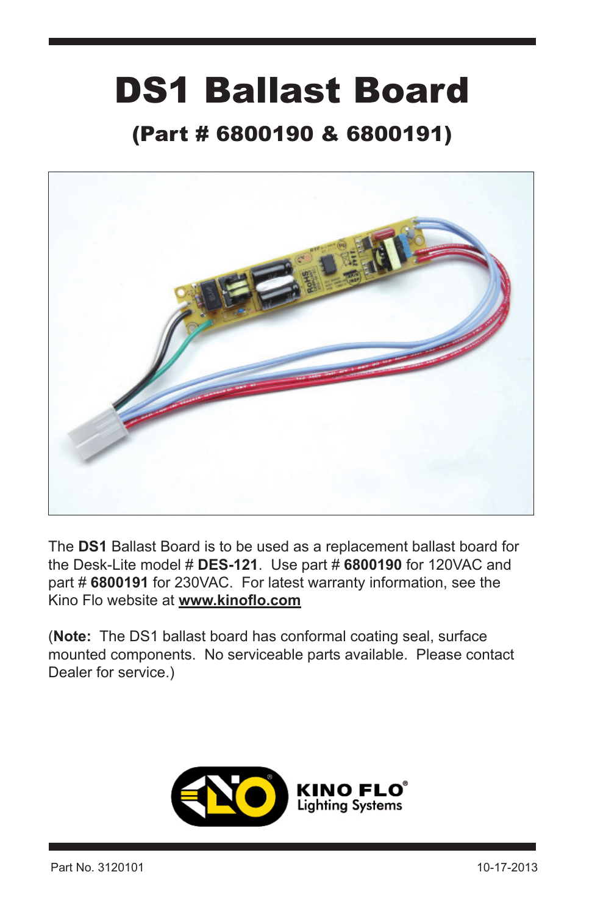# DS1 Ballast Board

## (Part # 6800190 & 6800191)

The **DS1** Ballast Board is to be used as a replacement ballast board for the Desk-Lite model # **DES-121**. Use part # **6800190** for 120VAC and part # **6800191** for 230VAC. For latest warranty information, see the Kino Flo website at **www.kinoflo.com**

(**Note:** The DS1 ballast board has conformal coating seal, surface mounted components. No serviceable parts available. Please contact Dealer for service.)

KINO FLO® Lighting Systems

Part No. 3120101 10-17-2013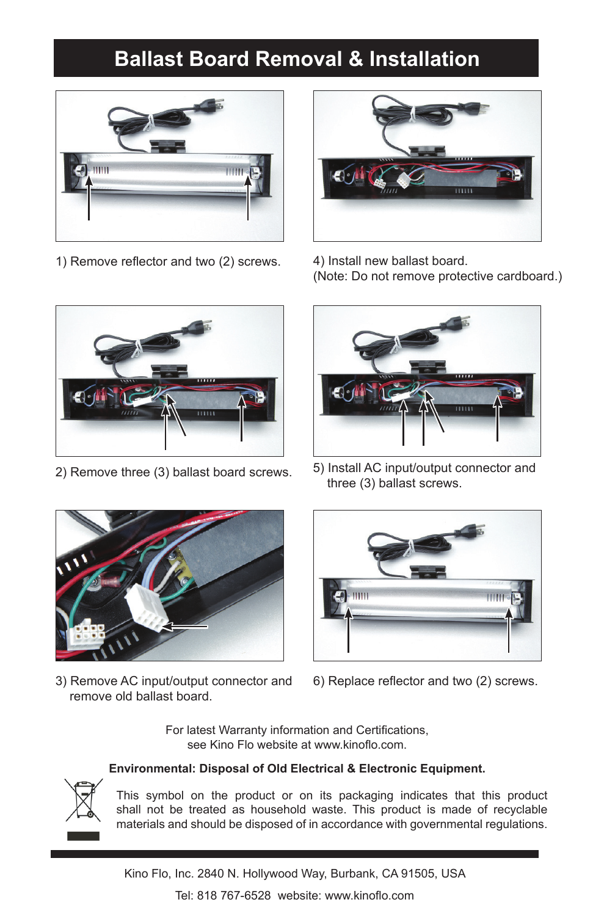# Ballast Board Removal & Installation

1) Remove reflector and two (2) screws.

2) Remove three (3) ballast board screws.

3) Remove AC input/output connector and remove old ballast board.

4) Install new ballast board.
(Note: Do not remove protective cardboard.)

5) Install AC input/output connector and three (3) ballast screws.

6) Replace reflector and two (2) screws.

For latest Warranty information and Certifications,
see Kino Flo website at www.kinoflo.com.

**Environmental: Disposal of Old Electrical & Electronic Equipment.**

This symbol on the product or on its packaging indicates that this product shall not be treated as household waste. This product is made of recyclable materials and should be disposed of in accordance with governmental regulations.

Kino Flo, Inc. 2840 N. Hollywood Way, Burbank, CA 91505, USA

Tel: 818 767-6528 website: www.kinoflo.com